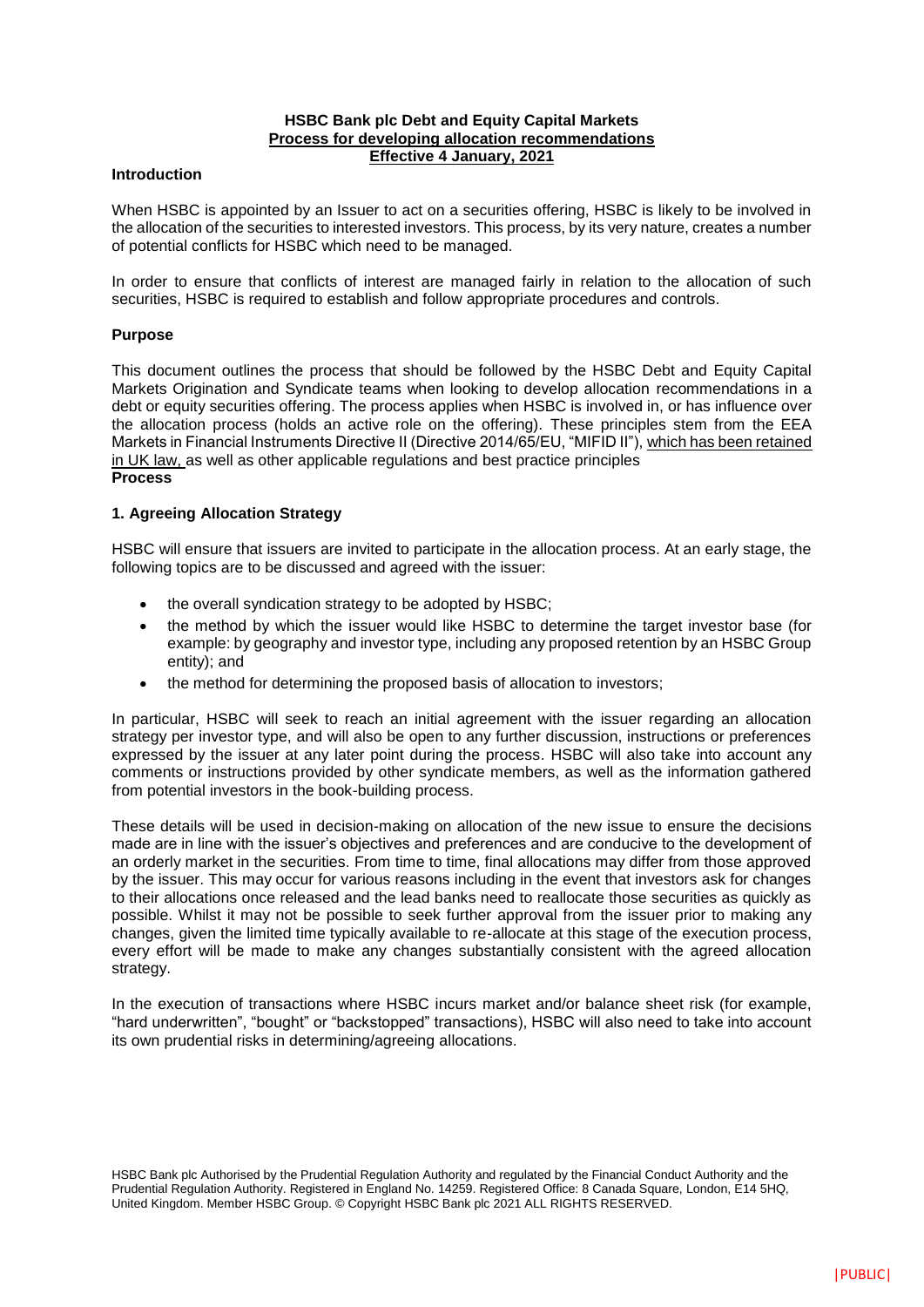**HSBC Bank plc Debt and Equity Capital Markets**
**Process for developing allocation recommendations**
**Effective 4 January, 2021**

**Introduction**

When HSBC is appointed by an Issuer to act on a securities offering, HSBC is likely to be involved in the allocation of the securities to interested investors. This process, by its very nature, creates a number of potential conflicts for HSBC which need to be managed.

In order to ensure that conflicts of interest are managed fairly in relation to the allocation of such securities, HSBC is required to establish and follow appropriate procedures and controls.

**Purpose**

This document outlines the process that should be followed by the HSBC Debt and Equity Capital Markets Origination and Syndicate teams when looking to develop allocation recommendations in a debt or equity securities offering. The process applies when HSBC is involved in, or has influence over the allocation process (holds an active role on the offering). These principles stem from the EEA Markets in Financial Instruments Directive II (Directive 2014/65/EU, "MIFID II"), which has been retained in UK law, as well as other applicable regulations and best practice principles

**Process**

**1. Agreeing Allocation Strategy**

HSBC will ensure that issuers are invited to participate in the allocation process. At an early stage, the following topics are to be discussed and agreed with the issuer:

- the overall syndication strategy to be adopted by HSBC;
- the method by which the issuer would like HSBC to determine the target investor base (for example: by geography and investor type, including any proposed retention by an HSBC Group entity); and
- the method for determining the proposed basis of allocation to investors;

In particular, HSBC will seek to reach an initial agreement with the issuer regarding an allocation strategy per investor type, and will also be open to any further discussion, instructions or preferences expressed by the issuer at any later point during the process. HSBC will also take into account any comments or instructions provided by other syndicate members, as well as the information gathered from potential investors in the book-building process.

These details will be used in decision-making on allocation of the new issue to ensure the decisions made are in line with the issuer's objectives and preferences and are conducive to the development of an orderly market in the securities. From time to time, final allocations may differ from those approved by the issuer. This may occur for various reasons including in the event that investors ask for changes to their allocations once released and the lead banks need to reallocate those securities as quickly as possible. Whilst it may not be possible to seek further approval from the issuer prior to making any changes, given the limited time typically available to re-allocate at this stage of the execution process, every effort will be made to make any changes substantially consistent with the agreed allocation strategy.

In the execution of transactions where HSBC incurs market and/or balance sheet risk (for example, "hard underwritten", "bought" or "backstopped" transactions), HSBC will also need to take into account its own prudential risks in determining/agreeing allocations.

HSBC Bank plc Authorised by the Prudential Regulation Authority and regulated by the Financial Conduct Authority and the Prudential Regulation Authority. Registered in England No. 14259. Registered Office: 8 Canada Square, London, E14 5HQ, United Kingdom. Member HSBC Group. © Copyright HSBC Bank plc 2021 ALL RIGHTS RESERVED.

|PUBLIC|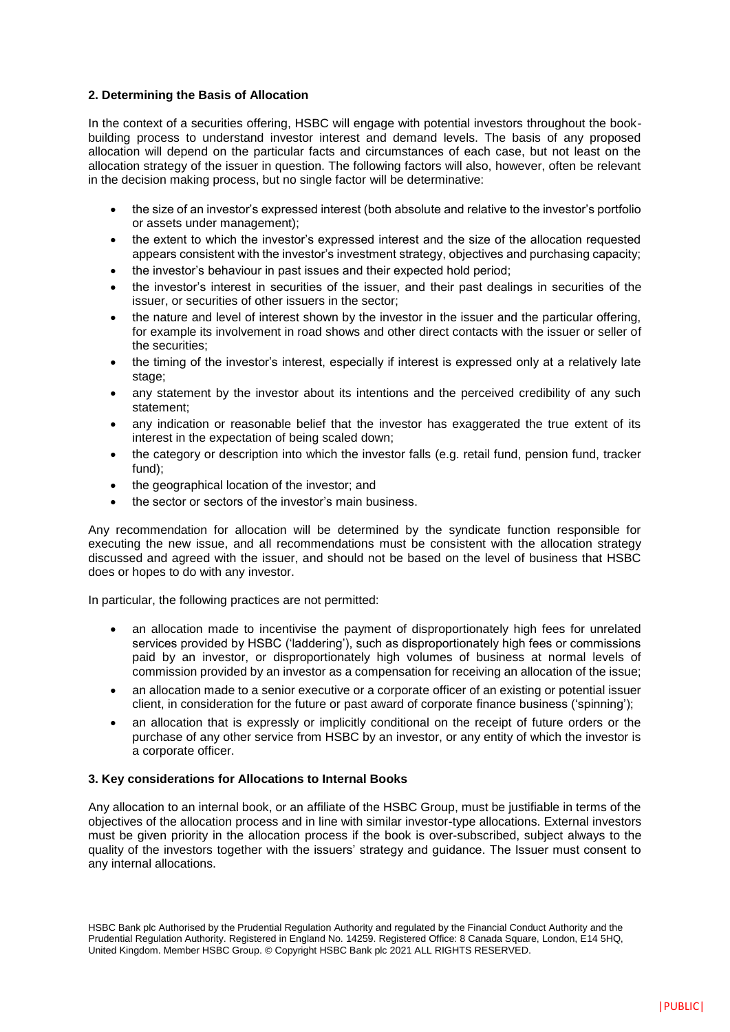## 2. Determining the Basis of Allocation

In the context of a securities offering, HSBC will engage with potential investors throughout the book-building process to understand investor interest and demand levels. The basis of any proposed allocation will depend on the particular facts and circumstances of each case, but not least on the allocation strategy of the issuer in question. The following factors will also, however, often be relevant in the decision making process, but no single factor will be determinative:

- the size of an investor's expressed interest (both absolute and relative to the investor's portfolio or assets under management);
- the extent to which the investor's expressed interest and the size of the allocation requested appears consistent with the investor's investment strategy, objectives and purchasing capacity;
- the investor's behaviour in past issues and their expected hold period;
- the investor's interest in securities of the issuer, and their past dealings in securities of the issuer, or securities of other issuers in the sector;
- the nature and level of interest shown by the investor in the issuer and the particular offering, for example its involvement in road shows and other direct contacts with the issuer or seller of the securities;
- the timing of the investor's interest, especially if interest is expressed only at a relatively late stage;
- any statement by the investor about its intentions and the perceived credibility of any such statement;
- any indication or reasonable belief that the investor has exaggerated the true extent of its interest in the expectation of being scaled down;
- the category or description into which the investor falls (e.g. retail fund, pension fund, tracker fund);
- the geographical location of the investor; and
- the sector or sectors of the investor's main business.

Any recommendation for allocation will be determined by the syndicate function responsible for executing the new issue, and all recommendations must be consistent with the allocation strategy discussed and agreed with the issuer, and should not be based on the level of business that HSBC does or hopes to do with any investor.

In particular, the following practices are not permitted:

- an allocation made to incentivise the payment of disproportionately high fees for unrelated services provided by HSBC ('laddering'), such as disproportionately high fees or commissions paid by an investor, or disproportionately high volumes of business at normal levels of commission provided by an investor as a compensation for receiving an allocation of the issue;
- an allocation made to a senior executive or a corporate officer of an existing or potential issuer client, in consideration for the future or past award of corporate finance business ('spinning');
- an allocation that is expressly or implicitly conditional on the receipt of future orders or the purchase of any other service from HSBC by an investor, or any entity of which the investor is a corporate officer.

## 3. Key considerations for Allocations to Internal Books

Any allocation to an internal book, or an affiliate of the HSBC Group, must be justifiable in terms of the objectives of the allocation process and in line with similar investor-type allocations. External investors must be given priority in the allocation process if the book is over-subscribed, subject always to the quality of the investors together with the issuers' strategy and guidance. The Issuer must consent to any internal allocations.

HSBC Bank plc Authorised by the Prudential Regulation Authority and regulated by the Financial Conduct Authority and the Prudential Regulation Authority. Registered in England No. 14259. Registered Office: 8 Canada Square, London, E14 5HQ, United Kingdom. Member HSBC Group. © Copyright HSBC Bank plc 2021 ALL RIGHTS RESERVED.

|PUBLIC|